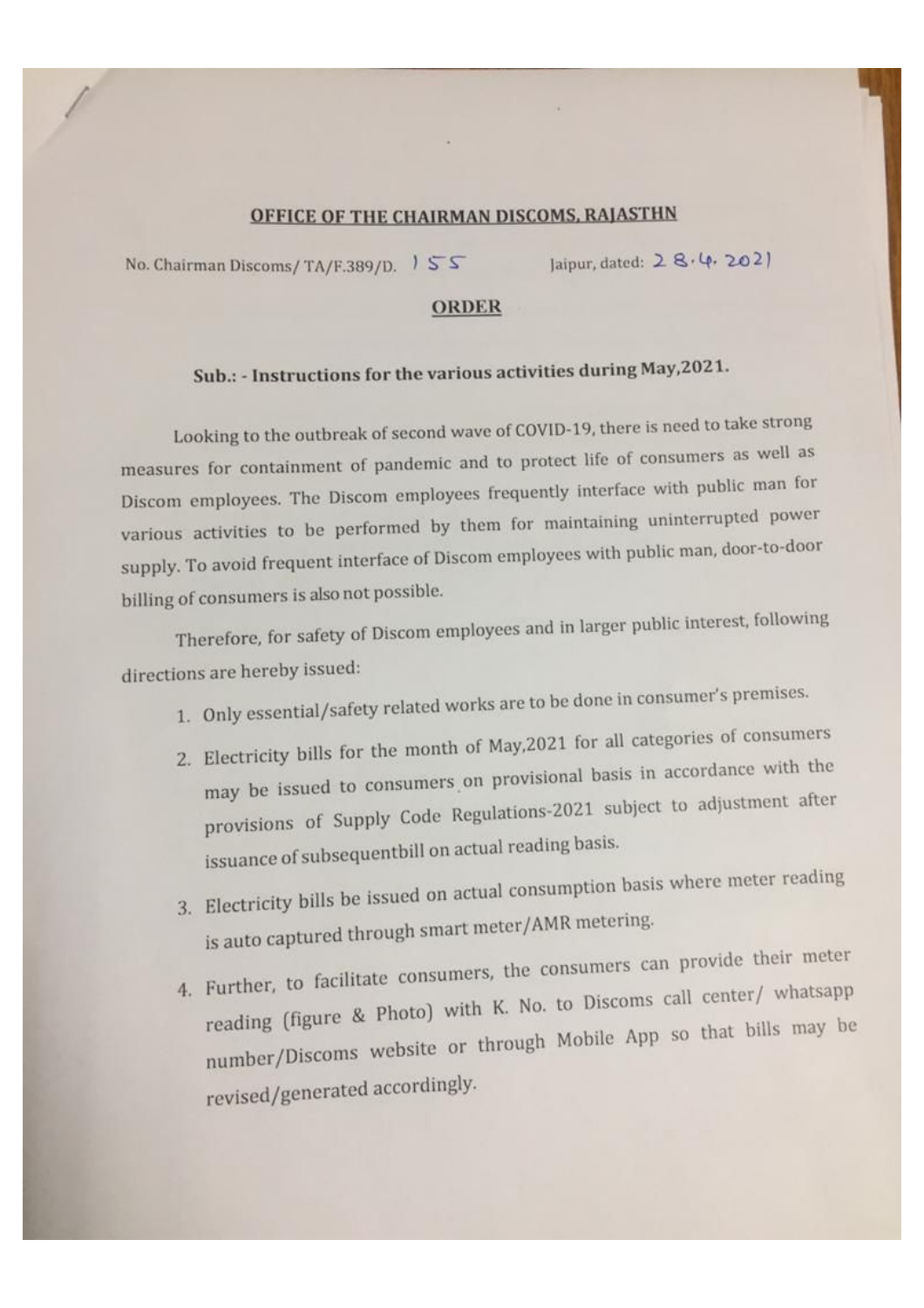**OFFICE OF THE CHAIRMAN DISCOMS, RAJASTHN**

No. Chairman Discoms/ TA/F.389/D. 155 Jaipur, dated: 28.4.2021

**ORDER**

**Sub.: - Instructions for the various activities during May,2021.**

Looking to the outbreak of second wave of COVID-19, there is need to take strong measures for containment of pandemic and to protect life of consumers as well as Discom employees. The Discom employees frequently interface with public man for various activities to be performed by them for maintaining uninterrupted power supply. To avoid frequent interface of Discom employees with public man, door-to-door billing of consumers is also not possible.

Therefore, for safety of Discom employees and in larger public interest, following directions are hereby issued:

1. Only essential/safety related works are to be done in consumer's premises.
2. Electricity bills for the month of May,2021 for all categories of consumers may be issued to consumers on provisional basis in accordance with the provisions of Supply Code Regulations-2021 subject to adjustment after issuance of subsequentbill on actual reading basis.
3. Electricity bills be issued on actual consumption basis where meter reading is auto captured through smart meter/AMR metering.
4. Further, to facilitate consumers, the consumers can provide their meter reading (figure & Photo) with K. No. to Discoms call center/ whatsapp number/Discoms website or through Mobile App so that bills may be revised/generated accordingly.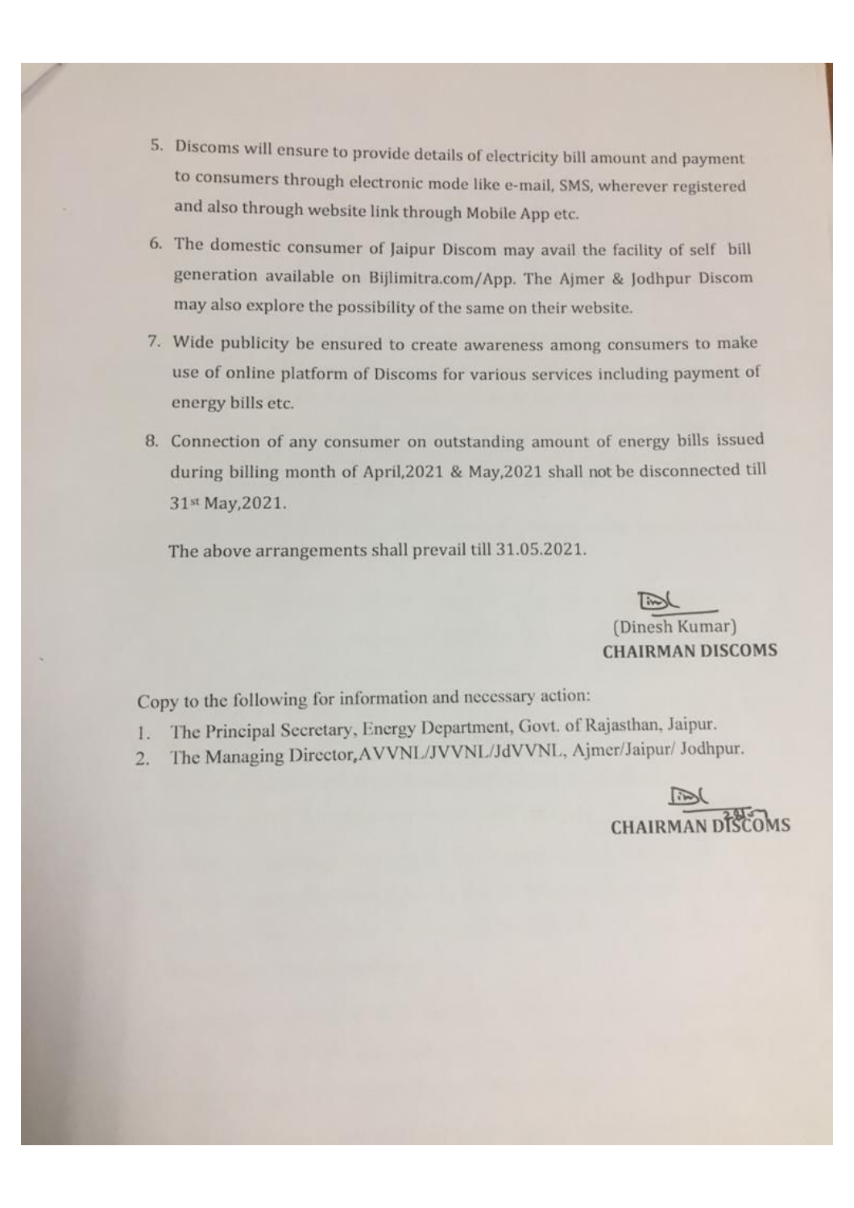5. Discoms will ensure to provide details of electricity bill amount and payment to consumers through electronic mode like e-mail, SMS, wherever registered and also through website link through Mobile App etc.

6. The domestic consumer of Jaipur Discom may avail the facility of self bill generation available on Bijlimitra.com/App. The Ajmer & Jodhpur Discom may also explore the possibility of the same on their website.

7. Wide publicity be ensured to create awareness among consumers to make use of online platform of Discoms for various services including payment of energy bills etc.

8. Connection of any consumer on outstanding amount of energy bills issued during billing month of April,2021 & May,2021 shall not be disconnected till 31st May,2021.

The above arrangements shall prevail till 31.05.2021.

(Dinesh Kumar)
**CHAIRMAN DISCOMS**

Copy to the following for information and necessary action:

1. The Principal Secretary, Energy Department, Govt. of Rajasthan, Jaipur.
2. The Managing Director, AVVNL/JVVNL/JdVVNL, Ajmer/Jaipur/ Jodhpur.

**CHAIRMAN DISCOMS**